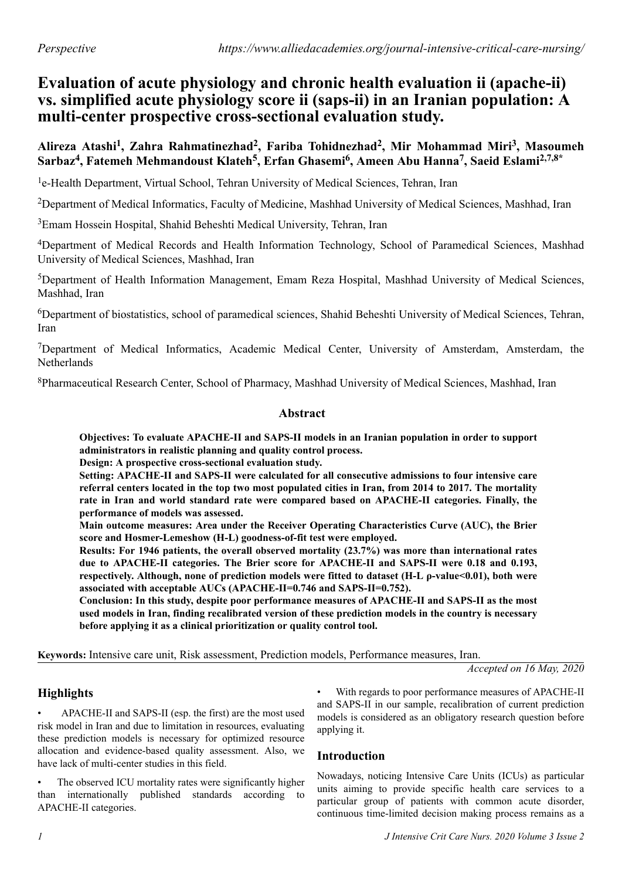*Perspective*

# Evaluation of acute physiology and chronic health evaluation ii (apache-ii) vs. simplified acute physiology score ii (saps-ii) in an Iranian population: A multi-center prospective cross-sectional evaluation study.

**Alireza Atashi[1], Zahra Rahmatinezhad[2], Fariba Tohidnezhad[2], Mir Mohammad Miri[3], Masoumeh Sarbaz[4], Fatemeh Mehmandoust Klateh[5], Erfan Ghasemi[6], Ameen Abu Hanna[7], Saeid Eslami[2,7,8*]**

[1]e-Health Department, Virtual School, Tehran University of Medical Sciences, Tehran, Iran

[2]Department of Medical Informatics, Faculty of Medicine, Mashhad University of Medical Sciences, Mashhad, Iran

[3]Emam Hossein Hospital, Shahid Beheshti Medical University, Tehran, Iran

[4]Department of Medical Records and Health Information Technology, School of Paramedical Sciences, Mashhad University of Medical Sciences, Mashhad, Iran

[5]Department of Health Information Management, Emam Reza Hospital, Mashhad University of Medical Sciences, Mashhad, Iran

[6]Department of biostatistics, school of paramedical sciences, Shahid Beheshti University of Medical Sciences, Tehran, Iran

[7]Department of Medical Informatics, Academic Medical Center, University of Amsterdam, Amsterdam, the Netherlands

[8]Pharmaceutical Research Center, School of Pharmacy, Mashhad University of Medical Sciences, Mashhad, Iran

## Abstract

**Objectives: To evaluate APACHE-II and SAPS-II models in an Iranian population in order to support administrators in realistic planning and quality control process.**

**Design: A prospective cross-sectional evaluation study.**

**Setting: APACHE-II and SAPS-II were calculated for all consecutive admissions to four intensive care referral centers located in the top two most populated cities in Iran, from 2014 to 2017. The mortality rate in Iran and world standard rate were compared based on APACHE-II categories. Finally, the performance of models was assessed.**

**Main outcome measures: Area under the Receiver Operating Characteristics Curve (AUC), the Brier score and Hosmer-Lemeshow (H-L) goodness-of-fit test were employed.**

**Results: For 1946 patients, the overall observed mortality (23.7%) was more than international rates due to APACHE-II categories. The Brier score for APACHE-II and SAPS-II were 0.18 and 0.193, respectively. Although, none of prediction models were fitted to dataset (H-L ρ-value<0.01), both were associated with acceptable AUCs (APACHE-II=0.746 and SAPS-II=0.752).**

**Conclusion: In this study, despite poor performance measures of APACHE-II and SAPS-II as the most used models in Iran, finding recalibrated version of these prediction models in the country is necessary before applying it as a clinical prioritization or quality control tool.**

**Keywords:** Intensive care unit, Risk assessment, Prediction models, Performance measures, Iran.

*Accepted on 16 May, 2020*

## Highlights

- APACHE-II and SAPS-II (esp. the first) are the most used risk model in Iran and due to limitation in resources, evaluating these prediction models is necessary for optimized resource allocation and evidence-based quality assessment. Also, we have lack of multi-center studies in this field.
- The observed ICU mortality rates were significantly higher than internationally published standards according to APACHE-II categories.
- With regards to poor performance measures of APACHE-II and SAPS-II in our sample, recalibration of current prediction models is considered as an obligatory research question before applying it.

## Introduction

Nowadays, noticing Intensive Care Units (ICUs) as particular units aiming to provide specific health care services to a particular group of patients with common acute disorder, continuous time-limited decision making process remains as a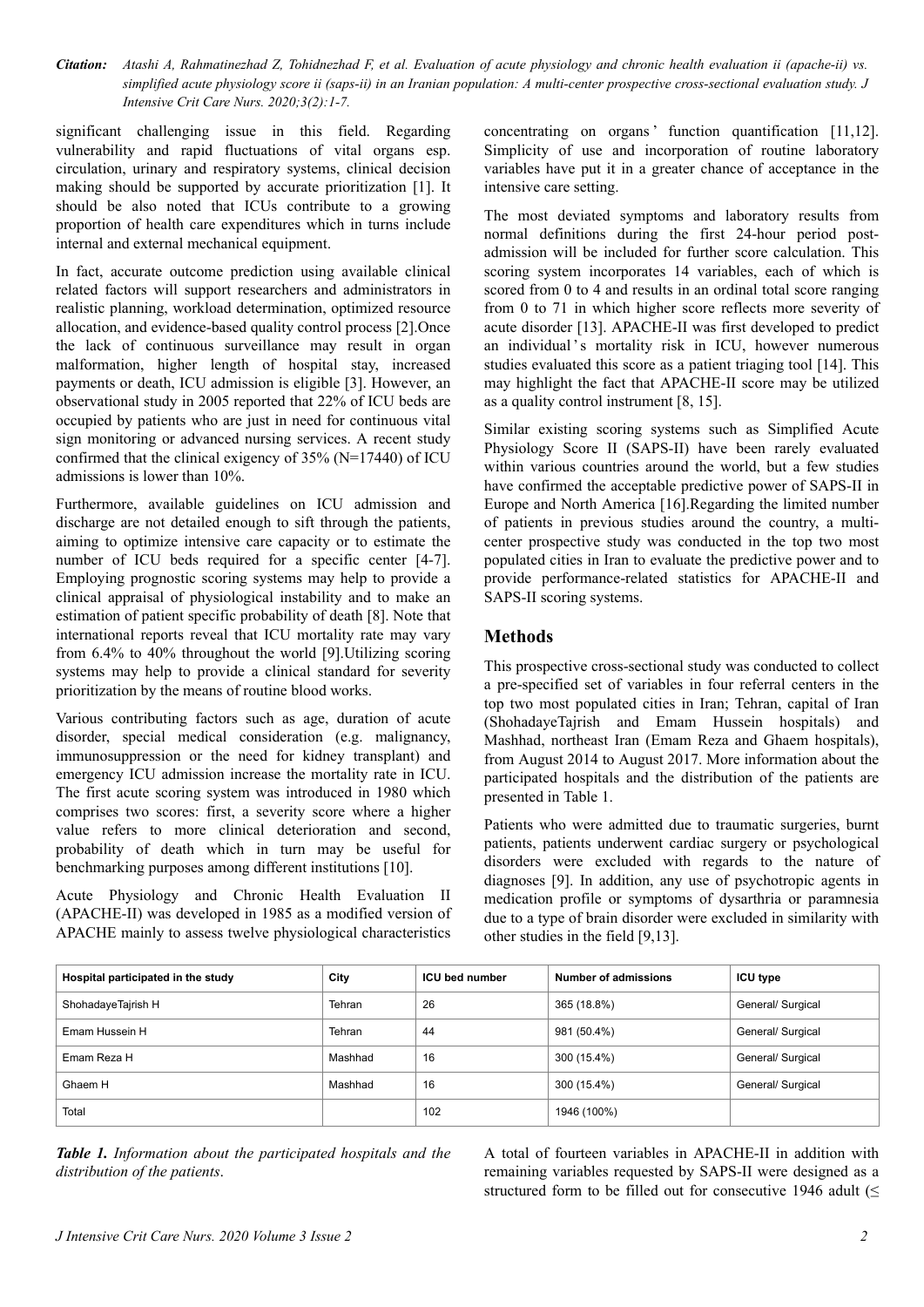significant challenging issue in this field. Regarding vulnerability and rapid fluctuations of vital organs esp. circulation, urinary and respiratory systems, clinical decision making should be supported by accurate prioritization [1]. It should be also noted that ICUs contribute to a growing proportion of health care expenditures which in turns include internal and external mechanical equipment.

In fact, accurate outcome prediction using available clinical related factors will support researchers and administrators in realistic planning, workload determination, optimized resource allocation, and evidence-based quality control process [2].Once the lack of continuous surveillance may result in organ malformation, higher length of hospital stay, increased payments or death, ICU admission is eligible [3]. However, an observational study in 2005 reported that 22% of ICU beds are occupied by patients who are just in need for continuous vital sign monitoring or advanced nursing services. A recent study confirmed that the clinical exigency of 35% (N=17440) of ICU admissions is lower than 10%.

Furthermore, available guidelines on ICU admission and discharge are not detailed enough to sift through the patients, aiming to optimize intensive care capacity or to estimate the number of ICU beds required for a specific center [4-7]. Employing prognostic scoring systems may help to provide a clinical appraisal of physiological instability and to make an estimation of patient specific probability of death [8]. Note that international reports reveal that ICU mortality rate may vary from 6.4% to 40% throughout the world [9].Utilizing scoring systems may help to provide a clinical standard for severity prioritization by the means of routine blood works.

Various contributing factors such as age, duration of acute disorder, special medical consideration (e.g. malignancy, immunosuppression or the need for kidney transplant) and emergency ICU admission increase the mortality rate in ICU. The first acute scoring system was introduced in 1980 which comprises two scores: first, a severity score where a higher value refers to more clinical deterioration and second, probability of death which in turn may be useful for benchmarking purposes among different institutions [10].

Acute Physiology and Chronic Health Evaluation II (APACHE-II) was developed in 1985 as a modified version of APACHE mainly to assess twelve physiological characteristics concentrating on organs' function quantification [11,12]. Simplicity of use and incorporation of routine laboratory variables have put it in a greater chance of acceptance in the intensive care setting.

The most deviated symptoms and laboratory results from normal definitions during the first 24-hour period post-admission will be included for further score calculation. This scoring system incorporates 14 variables, each of which is scored from 0 to 4 and results in an ordinal total score ranging from 0 to 71 in which higher score reflects more severity of acute disorder [13]. APACHE-II was first developed to predict an individual's mortality risk in ICU, however numerous studies evaluated this score as a patient triaging tool [14]. This may highlight the fact that APACHE-II score may be utilized as a quality control instrument [8, 15].

Similar existing scoring systems such as Simplified Acute Physiology Score II (SAPS-II) have been rarely evaluated within various countries around the world, but a few studies have confirmed the acceptable predictive power of SAPS-II in Europe and North America [16].Regarding the limited number of patients in previous studies around the country, a multi-center prospective study was conducted in the top two most populated cities in Iran to evaluate the predictive power and to provide performance-related statistics for APACHE-II and SAPS-II scoring systems.

## Methods

This prospective cross-sectional study was conducted to collect a pre-specified set of variables in four referral centers in the top two most populated cities in Iran; Tehran, capital of Iran (ShohadayeTajrish and Emam Hussein hospitals) and Mashhad, northeast Iran (Emam Reza and Ghaem hospitals), from August 2014 to August 2017. More information about the participated hospitals and the distribution of the patients are presented in Table 1.

Patients who were admitted due to traumatic surgeries, burnt patients, patients underwent cardiac surgery or psychological disorders were excluded with regards to the nature of diagnoses [9]. In addition, any use of psychotropic agents in medication profile or symptoms of dysarthria or paramnesia due to a type of brain disorder were excluded in similarity with other studies in the field [9,13].

| Hospital participated in the study | City | ICU bed number | Number of admissions | ICU type |
|---|---|---|---|---|
| ShohadayeTajrish H | Tehran | 26 | 365 (18.8%) | General/ Surgical |
| Emam Hussein H | Tehran | 44 | 981 (50.4%) | General/ Surgical |
| Emam Reza H | Mashhad | 16 | 300 (15.4%) | General/ Surgical |
| Ghaem H | Mashhad | 16 | 300 (15.4%) | General/ Surgical |
| Total | | 102 | 1946 (100%) | |

***Table 1.*** *Information about the participated hospitals and the distribution of the patients.*

A total of fourteen variables in APACHE-II in addition with remaining variables requested by SAPS-II were designed as a structured form to be filled out for consecutive 1946 adult (≤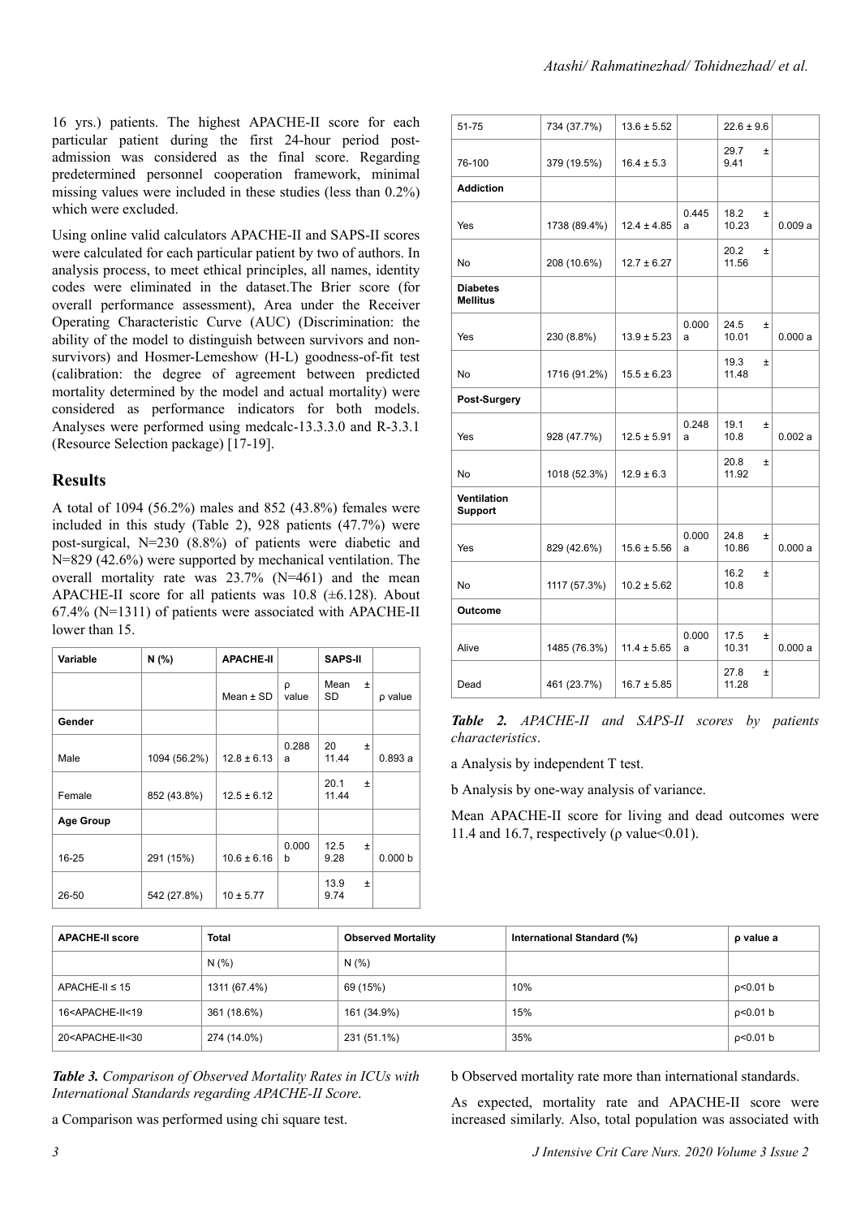16 yrs.) patients. The highest APACHE-II score for each particular patient during the first 24-hour period post-admission was considered as the final score. Regarding predetermined personnel cooperation framework, minimal missing values were included in these studies (less than 0.2%) which were excluded.

Using online valid calculators APACHE-II and SAPS-II scores were calculated for each particular patient by two of authors. In analysis process, to meet ethical principles, all names, identity codes were eliminated in the dataset.The Brier score (for overall performance assessment), Area under the Receiver Operating Characteristic Curve (AUC) (Discrimination: the ability of the model to distinguish between survivors and non-survivors) and Hosmer-Lemeshow (H-L) goodness-of-fit test (calibration: the degree of agreement between predicted mortality determined by the model and actual mortality) were considered as performance indicators for both models. Analyses were performed using medcalc-13.3.3.0 and R-3.3.1 (Resource Selection package) [17-19].

## Results

A total of 1094 (56.2%) males and 852 (43.8%) females were included in this study (Table 2), 928 patients (47.7%) were post-surgical, N=230 (8.8%) of patients were diabetic and N=829 (42.6%) were supported by mechanical ventilation. The overall mortality rate was 23.7% (N=461) and the mean APACHE-II score for all patients was 10.8 (±6.128). About 67.4% (N=1311) of patients were associated with APACHE-II lower than 15.

| Variable | N (%) | APACHE-II | | SAPS-II | |
|---|---|---|---|---|---|
| | | Mean ± SD | ρ value | Mean ± SD | ρ value |
| **Gender** | | | | | |
| Male | 1094 (56.2%) | 12.8 ± 6.13 | 0.288 a | 20 ± 11.44 | 0.893 a |
| Female | 852 (43.8%) | 12.5 ± 6.12 | | 20.1 ± 11.44 | |
| **Age Group** | | | | | |
| 16-25 | 291 (15%) | 10.6 ± 6.16 | 0.000 b | 12.5 ± 9.28 | 0.000 b |
| 26-50 | 542 (27.8%) | 10 ± 5.77 | | 13.9 ± 9.74 | |
| 51-75 | 734 (37.7%) | 13.6 ± 5.52 | | 22.6 ± 9.6 | |
| 76-100 | 379 (19.5%) | 16.4 ± 5.3 | | 29.7 ± 9.41 | |
| **Addiction** | | | | | |
| Yes | 1738 (89.4%) | 12.4 ± 4.85 | 0.445 a | 18.2 ± 10.23 | 0.009 a |
| No | 208 (10.6%) | 12.7 ± 6.27 | | 20.2 ± 11.56 | |
| **Diabetes Mellitus** | | | | | |
| Yes | 230 (8.8%) | 13.9 ± 5.23 | 0.000 a | 24.5 ± 10.01 | 0.000 a |
| No | 1716 (91.2%) | 15.5 ± 6.23 | | 19.3 ± 11.48 | |
| **Post-Surgery** | | | | | |
| Yes | 928 (47.7%) | 12.5 ± 5.91 | 0.248 a | 19.1 ± 10.8 | 0.002 a |
| No | 1018 (52.3%) | 12.9 ± 6.3 | | 20.8 ± 11.92 | |
| **Ventilation Support** | | | | | |
| Yes | 829 (42.6%) | 15.6 ± 5.56 | 0.000 a | 24.8 ± 10.86 | 0.000 a |
| No | 1117 (57.3%) | 10.2 ± 5.62 | | 16.2 ± 10.8 | |
| **Outcome** | | | | | |
| Alive | 1485 (76.3%) | 11.4 ± 5.65 | 0.000 a | 17.5 ± 10.31 | 0.000 a |
| Dead | 461 (23.7%) | 16.7 ± 5.85 | | 27.8 ± 11.28 | |

***Table 2.*** *APACHE-II and SAPS-II scores by patients characteristics*.

a Analysis by independent T test.

b Analysis by one-way analysis of variance.

Mean APACHE-II score for living and dead outcomes were 11.4 and 16.7, respectively (ρ value<0.01).

| APACHE-II score | Total | Observed Mortality | International Standard (%) | ρ value a |
|---|---|---|---|---|
| | N (%) | N (%) | | |
| APACHE-II ≤ 15 | 1311 (67.4%) | 69 (15%) | 10% | ρ<0.01 b |
| 16<APACHE-II<19 | 361 (18.6%) | 161 (34.9%) | 15% | ρ<0.01 b |
| 20<APACHE-II<30 | 274 (14.0%) | 231 (51.1%) | 35% | ρ<0.01 b |

***Table 3.*** *Comparison of Observed Mortality Rates in ICUs with International Standards regarding APACHE-II Score*.

a Comparison was performed using chi square test.

b Observed mortality rate more than international standards.

As expected, mortality rate and APACHE-II score were increased similarly. Also, total population was associated with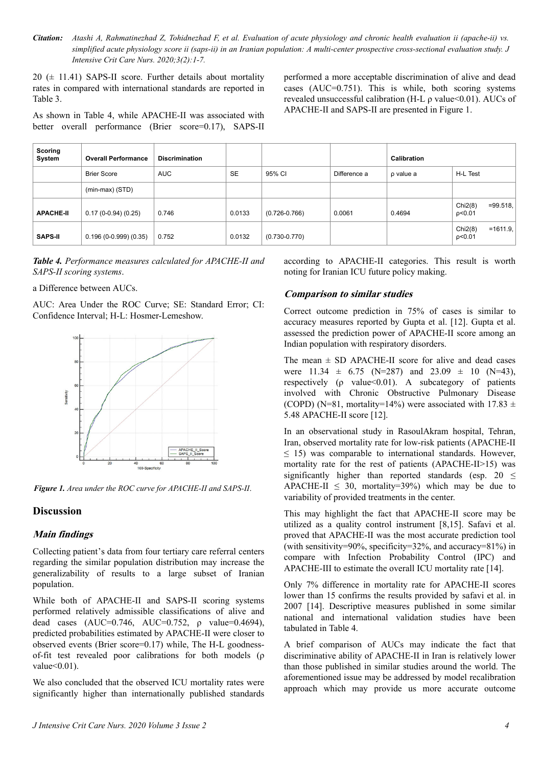20 (± 11.41) SAPS-II score. Further details about mortality rates in compared with international standards are reported in Table 3.

As shown in Table 4, while APACHE-II was associated with better overall performance (Brier score=0.17), SAPS-II performed a more acceptable discrimination of alive and dead cases (AUC=0.751). This is while, both scoring systems revealed unsuccessful calibration (H-L ρ value<0.01). AUCs of APACHE-II and SAPS-II are presented in Figure 1.

| Scoring System | Overall Performance | Discrimination | | | | | Calibration |
|---|---|---|---|---|---|---|---|
| | Brier Score | AUC | SE | 95% CI | Difference a | ρ value a | H-L Test |
| | (min-max) (STD) | | | | | | |
| **APACHE-II** | 0.17 (0-0.94) (0.25) | 0.746 | 0.0133 | (0.726-0.766) | 0.0061 | 0.4694 | Chi2(8) =99.518, ρ<0.01 |
| **SAPS-II** | 0.196 (0-0.999) (0.35) | 0.752 | 0.0132 | (0.730-0.770) | | | Chi2(8) =1611.9, ρ<0.01 |

***Table 4.*** *Performance measures calculated for APACHE-II and SAPS-II scoring systems*.

a Difference between AUCs.

AUC: Area Under the ROC Curve; SE: Standard Error; CI: Confidence Interval; H-L: Hosmer-Lemeshow.

***Figure 1.*** *Area under the ROC curve for APACHE-II and SAPS-II*.

## Discussion

### Main findings

Collecting patient's data from four tertiary care referral centers regarding the similar population distribution may increase the generalizability of results to a large subset of Iranian population.

While both of APACHE-II and SAPS-II scoring systems performed relatively admissible classifications of alive and dead cases (AUC=0.746, AUC=0.752, ρ value=0.4694), predicted probabilities estimated by APACHE-II were closer to observed events (Brier score=0.17) while, The H-L goodness-of-fit test revealed poor calibrations for both models (ρ value<0.01).

We also concluded that the observed ICU mortality rates were significantly higher than internationally published standards according to APACHE-II categories. This result is worth noting for Iranian ICU future policy making.

### Comparison to similar studies

Correct outcome prediction in 75% of cases is similar to accuracy measures reported by Gupta et al. [12]. Gupta et al. assessed the prediction power of APACHE-II score among an Indian population with respiratory disorders.

The mean ± SD APACHE-II score for alive and dead cases were 11.34 ± 6.75 (N=287) and 23.09 ± 10 (N=43), respectively (ρ value<0.01). A subcategory of patients involved with Chronic Obstructive Pulmonary Disease (COPD) (N=81, mortality=14%) were associated with 17.83 ± 5.48 APACHE-II score [12].

In an observational study in RasoulAkram hospital, Tehran, Iran, observed mortality rate for low-risk patients (APACHE-II ≤ 15) was comparable to international standards. However, mortality rate for the rest of patients (APACHE-II>15) was significantly higher than reported standards (esp. 20 ≤ APACHE-II ≤ 30, mortality=39%) which may be due to variability of provided treatments in the center.

This may highlight the fact that APACHE-II score may be utilized as a quality control instrument [8,15]. Safavi et al. proved that APACHE-II was the most accurate prediction tool (with sensitivity=90%, specificity=32%, and accuracy=81%) in compare with Infection Probability Control (IPC) and APACHE-III to estimate the overall ICU mortality rate [14].

Only 7% difference in mortality rate for APACHE-II scores lower than 15 confirms the results provided by safavi et al. in 2007 [14]. Descriptive measures published in some similar national and international validation studies have been tabulated in Table 4.

A brief comparison of AUCs may indicate the fact that discriminative ability of APACHE-II in Iran is relatively lower than those published in similar studies around the world. The aforementioned issue may be addressed by model recalibration approach which may provide us more accurate outcome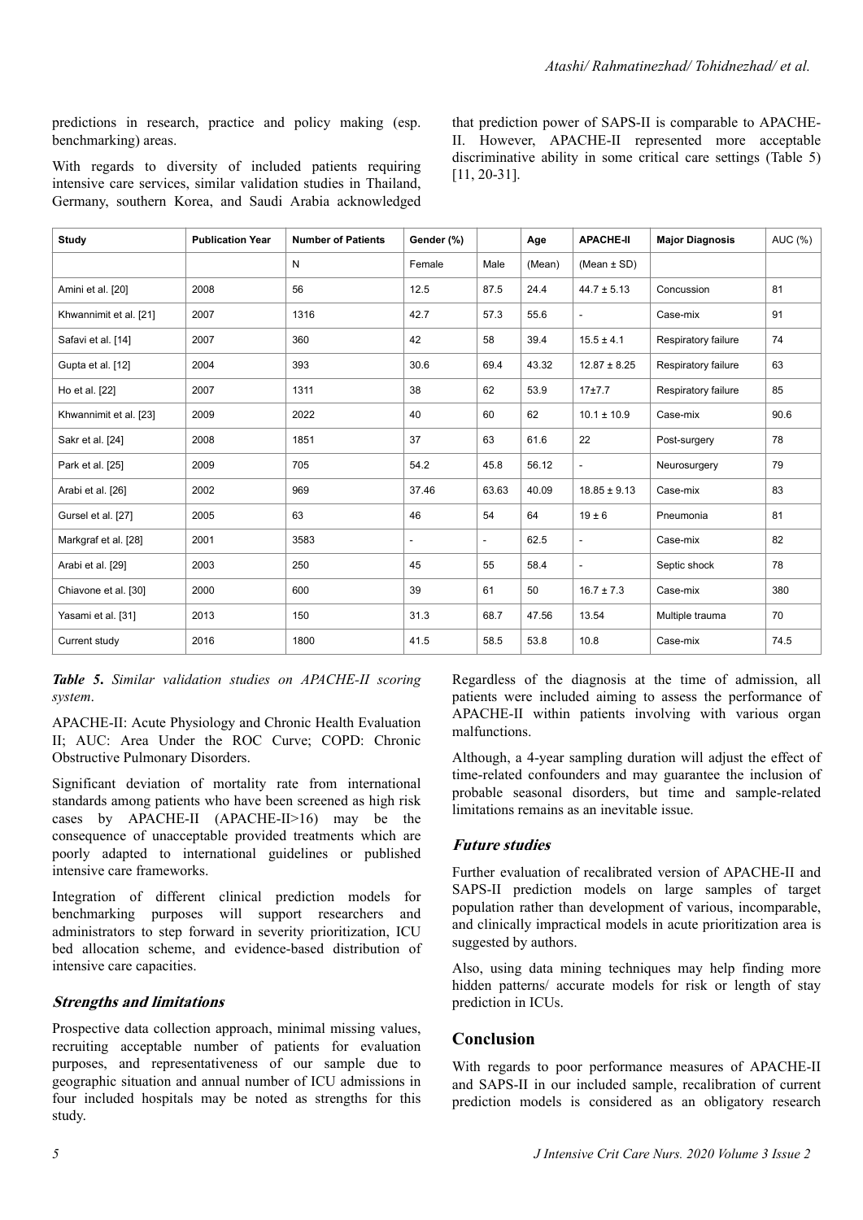predictions in research, practice and policy making (esp. benchmarking) areas.

With regards to diversity of included patients requiring intensive care services, similar validation studies in Thailand, Germany, southern Korea, and Saudi Arabia acknowledged that prediction power of SAPS-II is comparable to APACHE-II. However, APACHE-II represented more acceptable discriminative ability in some critical care settings (Table 5) [11, 20-31].

| Study | Publication Year | Number of Patients | Gender (%) | | Age | APACHE-II | Major Diagnosis | AUC (%) |
|---|---|---|---|---|---|---|---|---|
| | | N | Female | Male | (Mean) | (Mean ± SD) | | |
| Amini et al. [20] | 2008 | 56 | 12.5 | 87.5 | 24.4 | 44.7 ± 5.13 | Concussion | 81 |
| Khwannimit et al. [21] | 2007 | 1316 | 42.7 | 57.3 | 55.6 | - | Case-mix | 91 |
| Safavi et al. [14] | 2007 | 360 | 42 | 58 | 39.4 | 15.5 ± 4.1 | Respiratory failure | 74 |
| Gupta et al. [12] | 2004 | 393 | 30.6 | 69.4 | 43.32 | 12.87 ± 8.25 | Respiratory failure | 63 |
| Ho et al. [22] | 2007 | 1311 | 38 | 62 | 53.9 | 17±7.7 | Respiratory failure | 85 |
| Khwannimit et al. [23] | 2009 | 2022 | 40 | 60 | 62 | 10.1 ± 10.9 | Case-mix | 90.6 |
| Sakr et al. [24] | 2008 | 1851 | 37 | 63 | 61.6 | 22 | Post-surgery | 78 |
| Park et al. [25] | 2009 | 705 | 54.2 | 45.8 | 56.12 | - | Neurosurgery | 79 |
| Arabi et al. [26] | 2002 | 969 | 37.46 | 63.63 | 40.09 | 18.85 ± 9.13 | Case-mix | 83 |
| Gursel et al. [27] | 2005 | 63 | 46 | 54 | 64 | 19 ± 6 | Pneumonia | 81 |
| Markgraf et al. [28] | 2001 | 3583 | - | - | 62.5 | - | Case-mix | 82 |
| Arabi et al. [29] | 2003 | 250 | 45 | 55 | 58.4 | - | Septic shock | 78 |
| Chiavone et al. [30] | 2000 | 600 | 39 | 61 | 50 | 16.7 ± 7.3 | Case-mix | 380 |
| Yasami et al. [31] | 2013 | 150 | 31.3 | 68.7 | 47.56 | 13.54 | Multiple trauma | 70 |
| Current study | 2016 | 1800 | 41.5 | 58.5 | 53.8 | 10.8 | Case-mix | 74.5 |

***Table 5****. Similar validation studies on APACHE-II scoring system*.

APACHE-II: Acute Physiology and Chronic Health Evaluation II; AUC: Area Under the ROC Curve; COPD: Chronic Obstructive Pulmonary Disorders.

Significant deviation of mortality rate from international standards among patients who have been screened as high risk cases by APACHE-II (APACHE-II>16) may be the consequence of unacceptable provided treatments which are poorly adapted to international guidelines or published intensive care frameworks.

Integration of different clinical prediction models for benchmarking purposes will support researchers and administrators to step forward in severity prioritization, ICU bed allocation scheme, and evidence-based distribution of intensive care capacities.

### Strengths and limitations

Prospective data collection approach, minimal missing values, recruiting acceptable number of patients for evaluation purposes, and representativeness of our sample due to geographic situation and annual number of ICU admissions in four included hospitals may be noted as strengths for this study.

Regardless of the diagnosis at the time of admission, all patients were included aiming to assess the performance of APACHE-II within patients involving with various organ malfunctions.

Although, a 4-year sampling duration will adjust the effect of time-related confounders and may guarantee the inclusion of probable seasonal disorders, but time and sample-related limitations remains as an inevitable issue.

### Future studies

Further evaluation of recalibrated version of APACHE-II and SAPS-II prediction models on large samples of target population rather than development of various, incomparable, and clinically impractical models in acute prioritization area is suggested by authors.

Also, using data mining techniques may help finding more hidden patterns/ accurate models for risk or length of stay prediction in ICUs.

## Conclusion

With regards to poor performance measures of APACHE-II and SAPS-II in our included sample, recalibration of current prediction models is considered as an obligatory research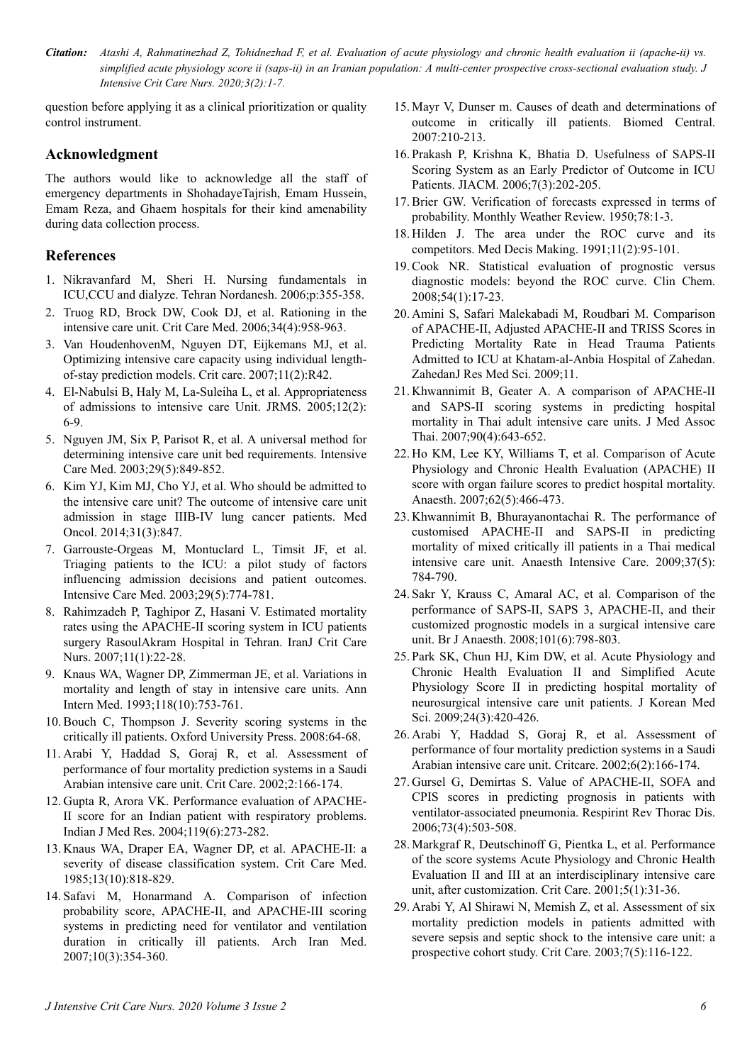question before applying it as a clinical prioritization or quality control instrument.

## Acknowledgment

The authors would like to acknowledge all the staff of emergency departments in ShohadayeTajrish, Emam Hussein, Emam Reza, and Ghaem hospitals for their kind amenability during data collection process.

## References

1. Nikravanfard M, Sheri H. Nursing fundamentals in ICU,CCU and dialyze. Tehran Nordanesh. 2006;p:355-358.
2. Truog RD, Brock DW, Cook DJ, et al. Rationing in the intensive care unit. Crit Care Med. 2006;34(4):958-963.
3. Van HoudenhovenM, Nguyen DT, Eijkemans MJ, et al. Optimizing intensive care capacity using individual length-of-stay prediction models. Crit care. 2007;11(2):R42.
4. El-Nabulsi B, Haly M, La-Suleiha L, et al. Appropriateness of admissions to intensive care Unit. JRMS. 2005;12(2): 6-9.
5. Nguyen JM, Six P, Parisot R, et al. A universal method for determining intensive care unit bed requirements. Intensive Care Med. 2003;29(5):849-852.
6. Kim YJ, Kim MJ, Cho YJ, et al. Who should be admitted to the intensive care unit? The outcome of intensive care unit admission in stage IIIB-IV lung cancer patients. Med Oncol. 2014;31(3):847.
7. Garrouste-Orgeas M, Montuclard L, Timsit JF, et al. Triaging patients to the ICU: a pilot study of factors influencing admission decisions and patient outcomes. Intensive Care Med. 2003;29(5):774-781.
8. Rahimzadeh P, Taghipor Z, Hasani V. Estimated mortality rates using the APACHE-II scoring system in ICU patients surgery RasoulAkram Hospital in Tehran. IranJ Crit Care Nurs. 2007;11(1):22-28.
9. Knaus WA, Wagner DP, Zimmerman JE, et al. Variations in mortality and length of stay in intensive care units. Ann Intern Med. 1993;118(10):753-761.
10. Bouch C, Thompson J. Severity scoring systems in the critically ill patients. Oxford University Press. 2008:64-68.
11. Arabi Y, Haddad S, Goraj R, et al. Assessment of performance of four mortality prediction systems in a Saudi Arabian intensive care unit. Crit Care. 2002;2:166-174.
12. Gupta R, Arora VK. Performance evaluation of APACHE-II score for an Indian patient with respiratory problems. Indian J Med Res. 2004;119(6):273-282.
13. Knaus WA, Draper EA, Wagner DP, et al. APACHE-II: a severity of disease classification system. Crit Care Med. 1985;13(10):818-829.
14. Safavi M, Honarmand A. Comparison of infection probability score, APACHE-II, and APACHE-III scoring systems in predicting need for ventilator and ventilation duration in critically ill patients. Arch Iran Med. 2007;10(3):354-360.
15. Mayr V, Dunser m. Causes of death and determinations of outcome in critically ill patients. Biomed Central. 2007:210-213.
16. Prakash P, Krishna K, Bhatia D. Usefulness of SAPS-II Scoring System as an Early Predictor of Outcome in ICU Patients. JIACM. 2006;7(3):202-205.
17. Brier GW. Verification of forecasts expressed in terms of probability. Monthly Weather Review. 1950;78:1-3.
18. Hilden J. The area under the ROC curve and its competitors. Med Decis Making. 1991;11(2):95-101.
19. Cook NR. Statistical evaluation of prognostic versus diagnostic models: beyond the ROC curve. Clin Chem. 2008;54(1):17-23.
20. Amini S, Safari Malekabadi M, Roudbari M. Comparison of APACHE-II, Adjusted APACHE-II and TRISS Scores in Predicting Mortality Rate in Head Trauma Patients Admitted to ICU at Khatam-al-Anbia Hospital of Zahedan. ZahedanJ Res Med Sci. 2009;11.
21. Khwannimit B, Geater A. A comparison of APACHE-II and SAPS-II scoring systems in predicting hospital mortality in Thai adult intensive care units. J Med Assoc Thai. 2007;90(4):643-652.
22. Ho KM, Lee KY, Williams T, et al. Comparison of Acute Physiology and Chronic Health Evaluation (APACHE) II score with organ failure scores to predict hospital mortality. Anaesth. 2007;62(5):466-473.
23. Khwannimit B, Bhurayanontachai R. The performance of customised APACHE-II and SAPS-II in predicting mortality of mixed critically ill patients in a Thai medical intensive care unit. Anaesth Intensive Care. 2009;37(5): 784-790.
24. Sakr Y, Krauss C, Amaral AC, et al. Comparison of the performance of SAPS-II, SAPS 3, APACHE-II, and their customized prognostic models in a surgical intensive care unit. Br J Anaesth. 2008;101(6):798-803.
25. Park SK, Chun HJ, Kim DW, et al. Acute Physiology and Chronic Health Evaluation II and Simplified Acute Physiology Score II in predicting hospital mortality of neurosurgical intensive care unit patients. J Korean Med Sci. 2009;24(3):420-426.
26. Arabi Y, Haddad S, Goraj R, et al. Assessment of performance of four mortality prediction systems in a Saudi Arabian intensive care unit. Critcare. 2002;6(2):166-174.
27. Gursel G, Demirtas S. Value of APACHE-II, SOFA and CPIS scores in predicting prognosis in patients with ventilator-associated pneumonia. Respirint Rev Thorac Dis. 2006;73(4):503-508.
28. Markgraf R, Deutschinoff G, Pientka L, et al. Performance of the score systems Acute Physiology and Chronic Health Evaluation II and III at an interdisciplinary intensive care unit, after customization. Crit Care. 2001;5(1):31-36.
29. Arabi Y, Al Shirawi N, Memish Z, et al. Assessment of six mortality prediction models in patients admitted with severe sepsis and septic shock to the intensive care unit: a prospective cohort study. Crit Care. 2003;7(5):116-122.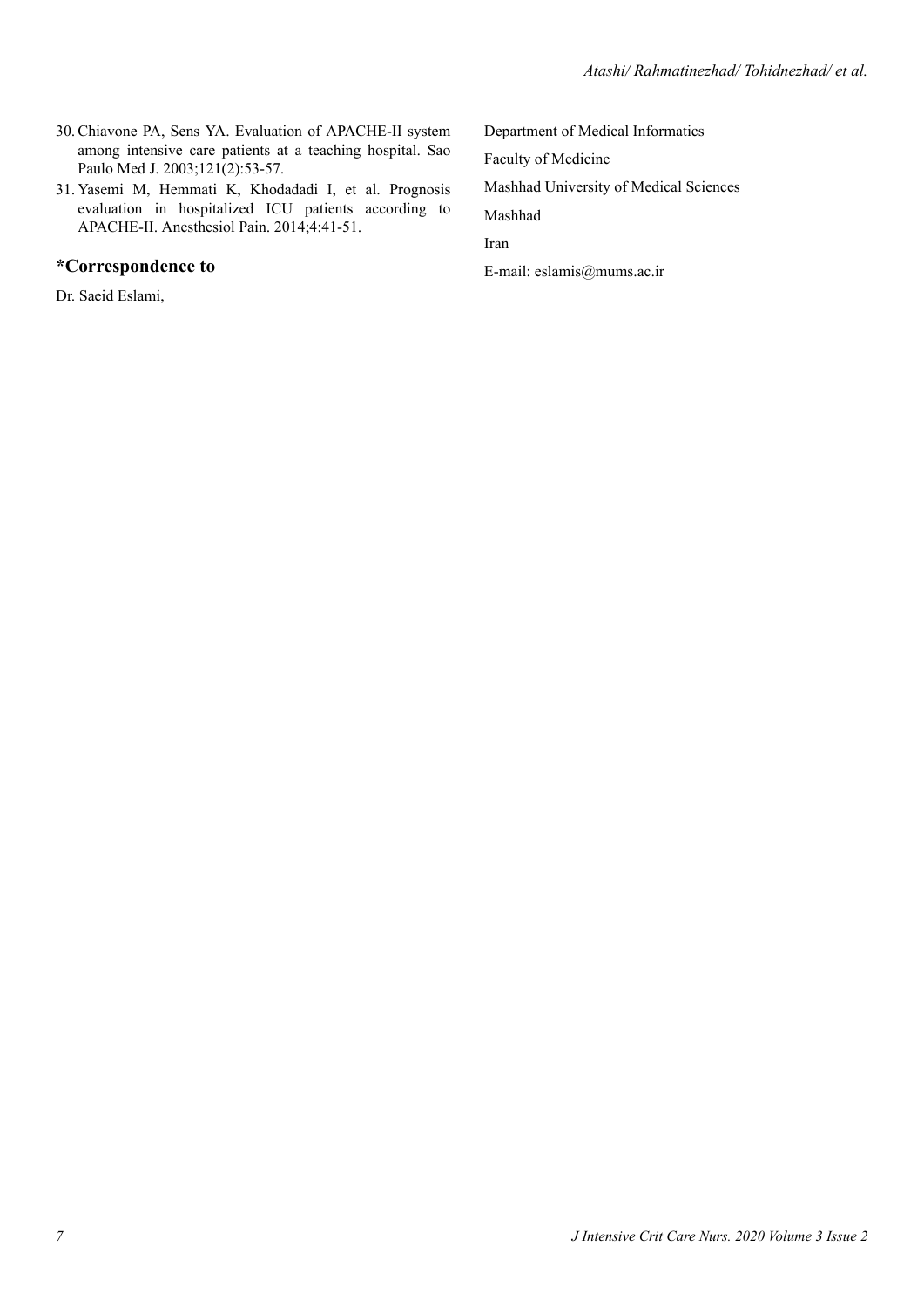30. Chiavone PA, Sens YA. Evaluation of APACHE-II system among intensive care patients at a teaching hospital. Sao Paulo Med J. 2003;121(2):53-57.
31. Yasemi M, Hemmati K, Khodadadi I, et al. Prognosis evaluation in hospitalized ICU patients according to APACHE-II. Anesthesiol Pain. 2014;4:41-51.

## *Correspondence to

Dr. Saeid Eslami,

Department of Medical Informatics

Faculty of Medicine

Mashhad University of Medical Sciences

Mashhad

Iran

E-mail: eslamis@mums.ac.ir